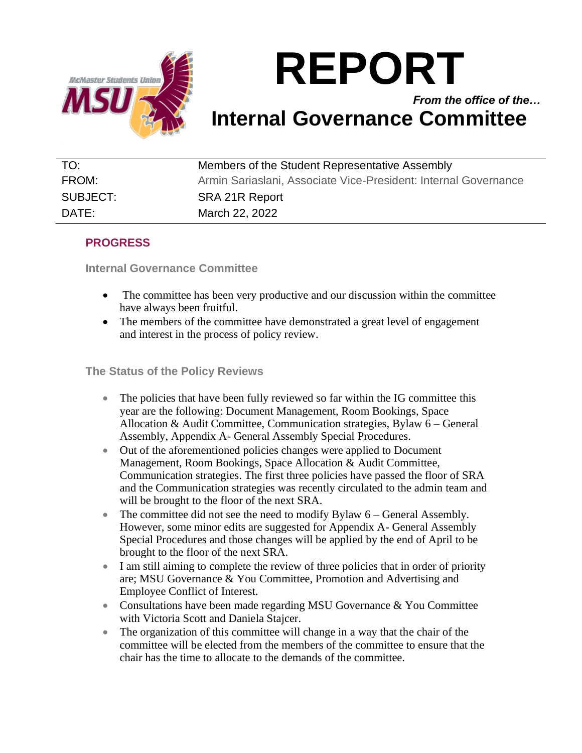# REPORT

*From the office of the…*

# Internal Governance Committee

| | |
|---|---|
| TO: | Members of the Student Representative Assembly |
| FROM: | Armin Sariaslani, Associate Vice-President: Internal Governance |
| SUBJECT: | SRA 21R Report |
| DATE: | March 22, 2022 |

## PROGRESS

### Internal Governance Committee

- The committee has been very productive and our discussion within the committee have always been fruitful.
- The members of the committee have demonstrated a great level of engagement and interest in the process of policy review.

### The Status of the Policy Reviews

- The policies that have been fully reviewed so far within the IG committee this year are the following: Document Management, Room Bookings, Space Allocation & Audit Committee, Communication strategies, Bylaw 6 – General Assembly, Appendix A- General Assembly Special Procedures.
- Out of the aforementioned policies changes were applied to Document Management, Room Bookings, Space Allocation & Audit Committee, Communication strategies. The first three policies have passed the floor of SRA and the Communication strategies was recently circulated to the admin team and will be brought to the floor of the next SRA.
- The committee did not see the need to modify Bylaw 6 – General Assembly. However, some minor edits are suggested for Appendix A- General Assembly Special Procedures and those changes will be applied by the end of April to be brought to the floor of the next SRA.
- I am still aiming to complete the review of three policies that in order of priority are; MSU Governance & You Committee, Promotion and Advertising and Employee Conflict of Interest.
- Consultations have been made regarding MSU Governance & You Committee with Victoria Scott and Daniela Stajcer.
- The organization of this committee will change in a way that the chair of the committee will be elected from the members of the committee to ensure that the chair has the time to allocate to the demands of the committee.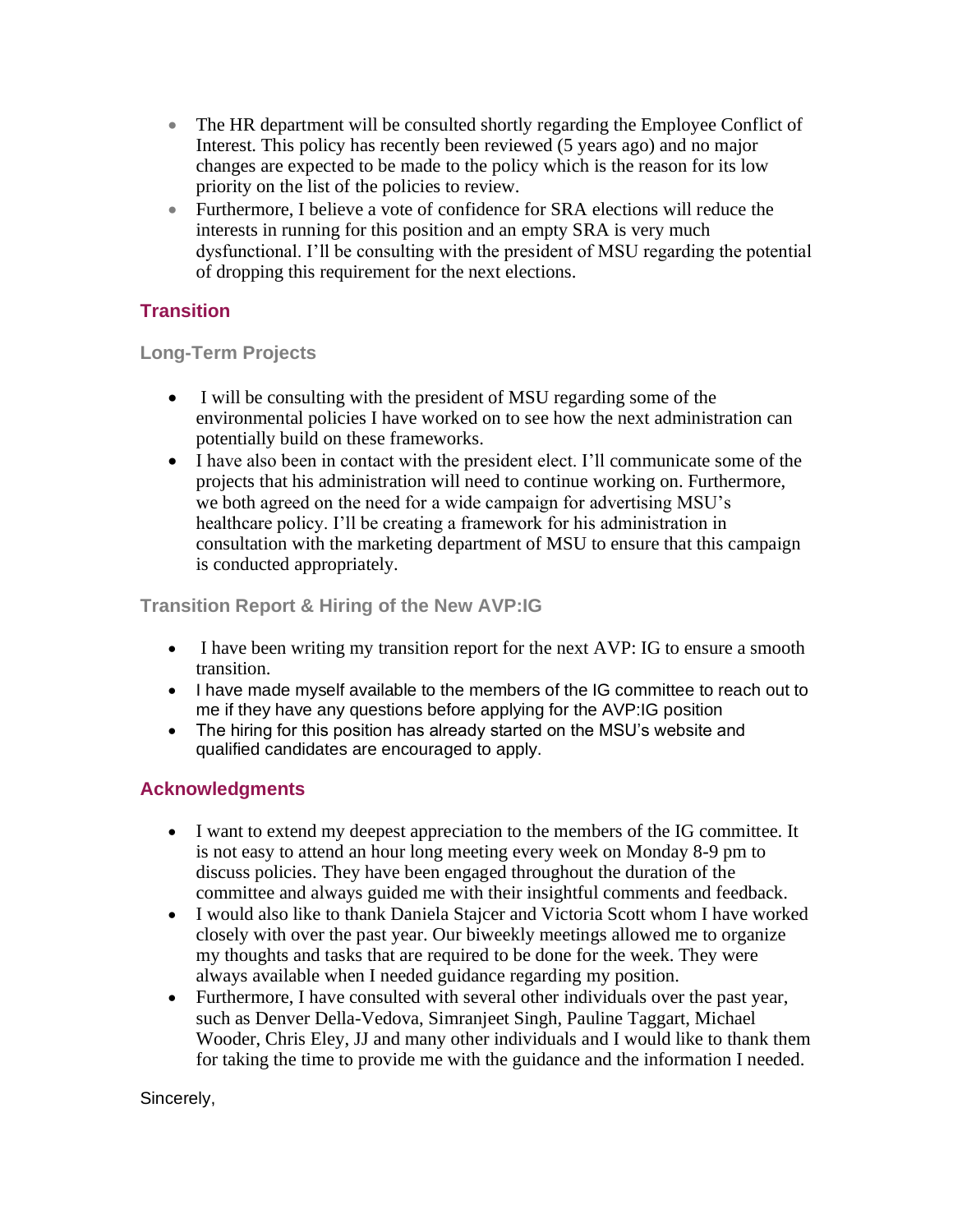- The HR department will be consulted shortly regarding the Employee Conflict of Interest. This policy has recently been reviewed (5 years ago) and no major changes are expected to be made to the policy which is the reason for its low priority on the list of the policies to review.
- Furthermore, I believe a vote of confidence for SRA elections will reduce the interests in running for this position and an empty SRA is very much dysfunctional. I'll be consulting with the president of MSU regarding the potential of dropping this requirement for the next elections.

## Transition

### Long-Term Projects

- I will be consulting with the president of MSU regarding some of the environmental policies I have worked on to see how the next administration can potentially build on these frameworks.
- I have also been in contact with the president elect. I'll communicate some of the projects that his administration will need to continue working on. Furthermore, we both agreed on the need for a wide campaign for advertising MSU's healthcare policy. I'll be creating a framework for his administration in consultation with the marketing department of MSU to ensure that this campaign is conducted appropriately.

### Transition Report & Hiring of the New AVP:IG

- I have been writing my transition report for the next AVP: IG to ensure a smooth transition.
- I have made myself available to the members of the IG committee to reach out to me if they have any questions before applying for the AVP:IG position
- The hiring for this position has already started on the MSU's website and qualified candidates are encouraged to apply.

## Acknowledgments

- I want to extend my deepest appreciation to the members of the IG committee. It is not easy to attend an hour long meeting every week on Monday 8-9 pm to discuss policies. They have been engaged throughout the duration of the committee and always guided me with their insightful comments and feedback.
- I would also like to thank Daniela Stajcer and Victoria Scott whom I have worked closely with over the past year. Our biweekly meetings allowed me to organize my thoughts and tasks that are required to be done for the week. They were always available when I needed guidance regarding my position.
- Furthermore, I have consulted with several other individuals over the past year, such as Denver Della-Vedova, Simranjeet Singh, Pauline Taggart, Michael Wooder, Chris Eley, JJ and many other individuals and I would like to thank them for taking the time to provide me with the guidance and the information I needed.

Sincerely,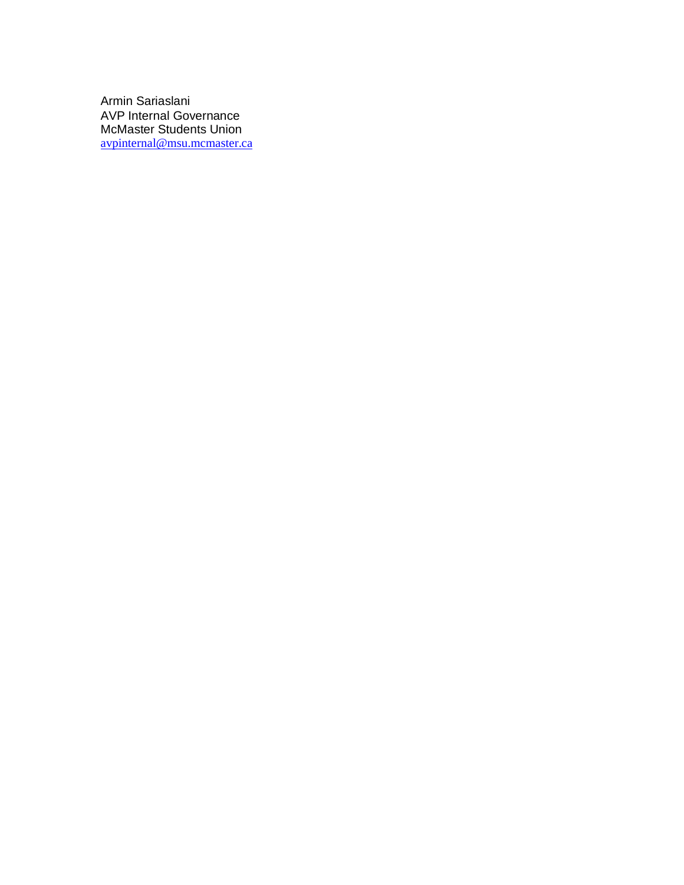Armin Sariaslani
AVP Internal Governance
McMaster Students Union
avpinternal@msu.mcmaster.ca